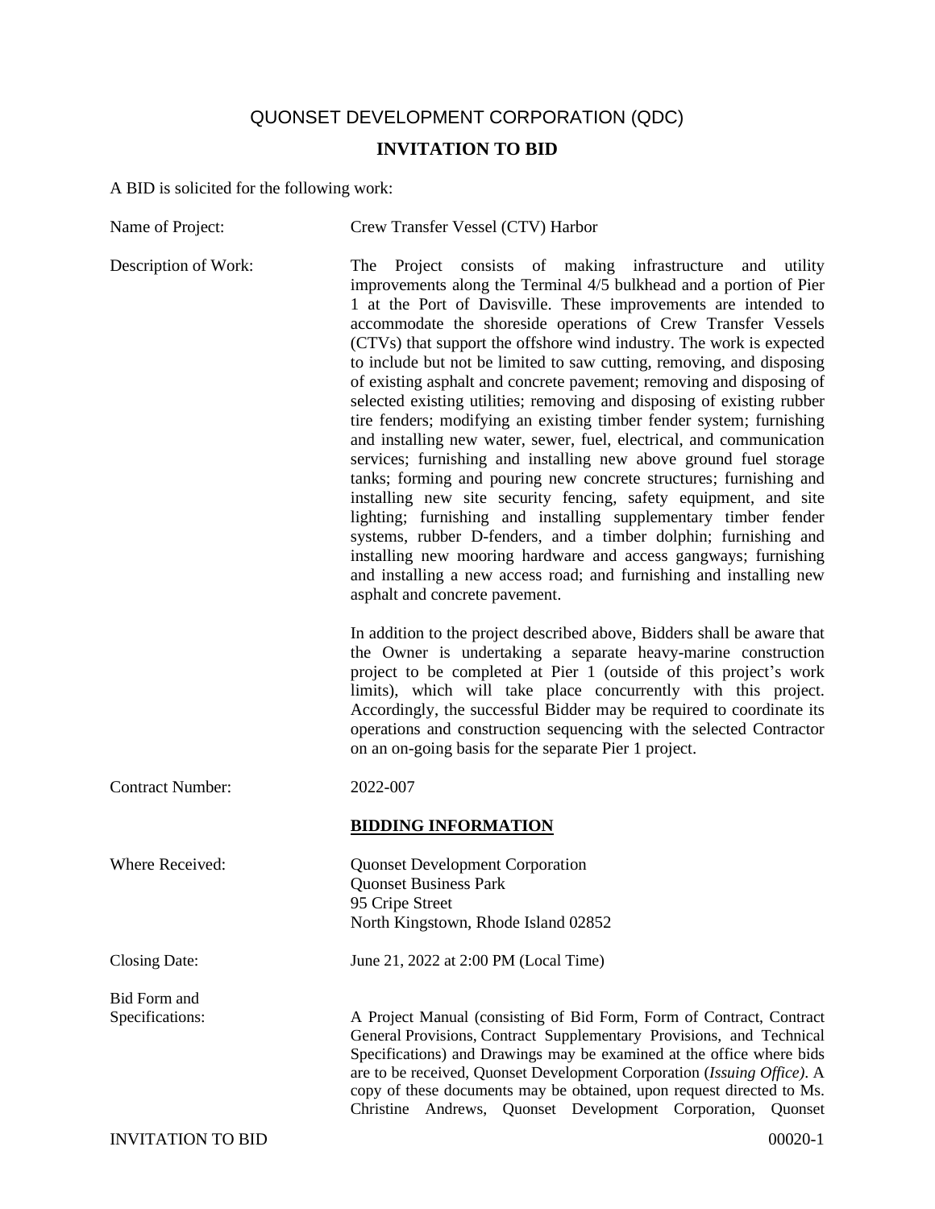QUONSET DEVELOPMENT CORPORATION (QDC)

# INVITATION TO BID

A BID is solicited for the following work:

Name of Project: Crew Transfer Vessel (CTV) Harbor

Description of Work: The Project consists of making infrastructure and utility improvements along the Terminal 4/5 bulkhead and a portion of Pier 1 at the Port of Davisville. These improvements are intended to accommodate the shoreside operations of Crew Transfer Vessels (CTVs) that support the offshore wind industry. The work is expected to include but not be limited to saw cutting, removing, and disposing of existing asphalt and concrete pavement; removing and disposing of selected existing utilities; removing and disposing of existing rubber tire fenders; modifying an existing timber fender system; furnishing and installing new water, sewer, fuel, electrical, and communication services; furnishing and installing new above ground fuel storage tanks; forming and pouring new concrete structures; furnishing and installing new site security fencing, safety equipment, and site lighting; furnishing and installing supplementary timber fender systems, rubber D-fenders, and a timber dolphin; furnishing and installing new mooring hardware and access gangways; furnishing and installing a new access road; and furnishing and installing new asphalt and concrete pavement.

In addition to the project described above, Bidders shall be aware that the Owner is undertaking a separate heavy-marine construction project to be completed at Pier 1 (outside of this project's work limits), which will take place concurrently with this project. Accordingly, the successful Bidder may be required to coordinate its operations and construction sequencing with the selected Contractor on an on-going basis for the separate Pier 1 project.

Contract Number: 2022-007

## BIDDING INFORMATION

Where Received: Quonset Development Corporation
Quonset Business Park
95 Cripe Street
North Kingstown, Rhode Island 02852

Closing Date: June 21, 2022 at 2:00 PM (Local Time)

Bid Form and Specifications: A Project Manual (consisting of Bid Form, Form of Contract, Contract General Provisions, Contract Supplementary Provisions, and Technical Specifications) and Drawings may be examined at the office where bids are to be received, Quonset Development Corporation (*Issuing Office)*. A copy of these documents may be obtained, upon request directed to Ms. Christine Andrews, Quonset Development Corporation, Quonset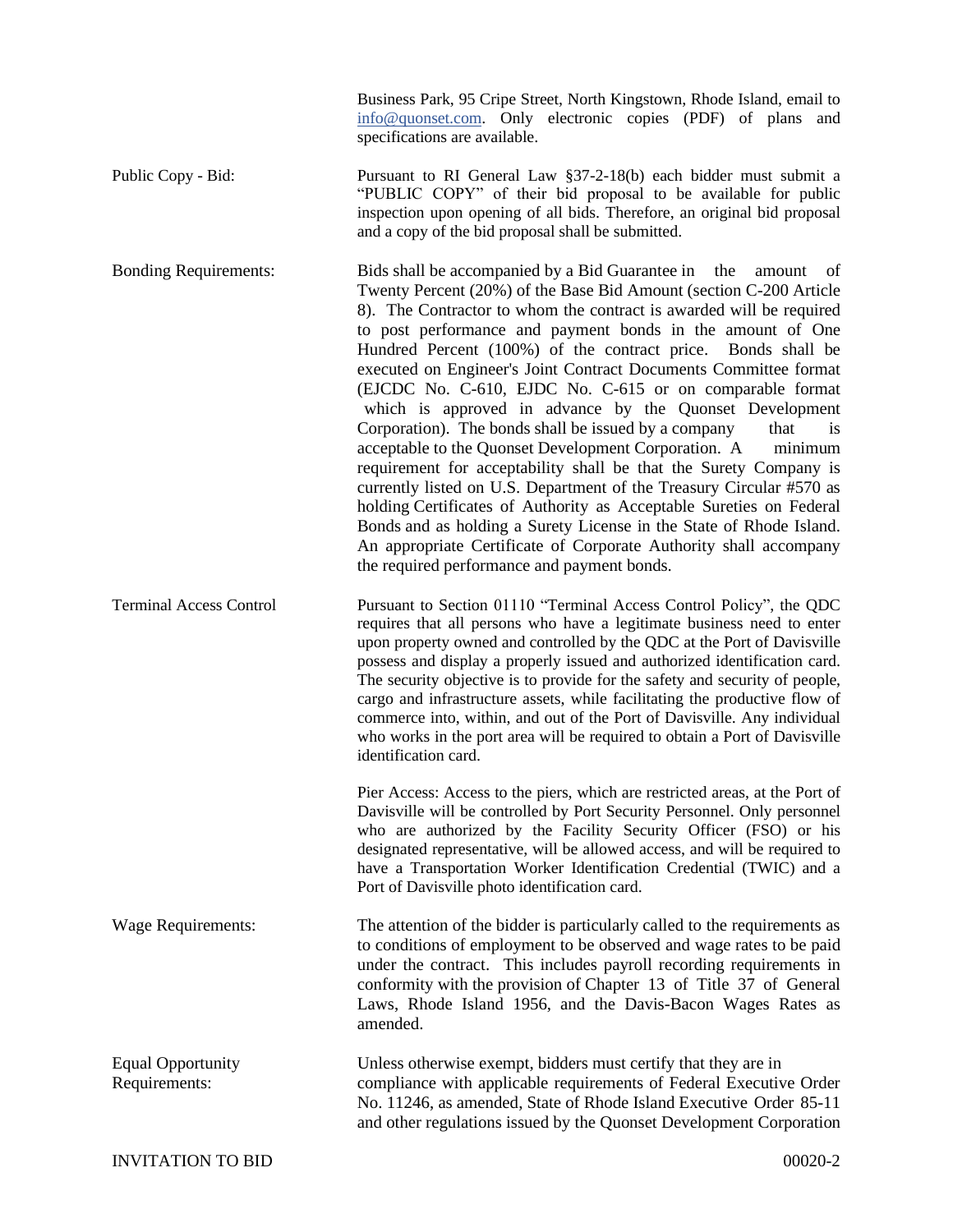Business Park, 95 Cripe Street, North Kingstown, Rhode Island, email to info@quonset.com. Only electronic copies (PDF) of plans and specifications are available.

**Public Copy - Bid:** Pursuant to RI General Law §37-2-18(b) each bidder must submit a "PUBLIC COPY" of their bid proposal to be available for public inspection upon opening of all bids. Therefore, an original bid proposal and a copy of the bid proposal shall be submitted.

**Bonding Requirements:** Bids shall be accompanied by a Bid Guarantee in the amount of Twenty Percent (20%) of the Base Bid Amount (section C-200 Article 8). The Contractor to whom the contract is awarded will be required to post performance and payment bonds in the amount of One Hundred Percent (100%) of the contract price. Bonds shall be executed on Engineer's Joint Contract Documents Committee format (EJCDC No. C-610, EJDC No. C-615 or on comparable format which is approved in advance by the Quonset Development Corporation). The bonds shall be issued by a company that is acceptable to the Quonset Development Corporation. A minimum requirement for acceptability shall be that the Surety Company is currently listed on U.S. Department of the Treasury Circular #570 as holding Certificates of Authority as Acceptable Sureties on Federal Bonds and as holding a Surety License in the State of Rhode Island. An appropriate Certificate of Corporate Authority shall accompany the required performance and payment bonds.

**Terminal Access Control** Pursuant to Section 01110 "Terminal Access Control Policy", the QDC requires that all persons who have a legitimate business need to enter upon property owned and controlled by the QDC at the Port of Davisville possess and display a properly issued and authorized identification card. The security objective is to provide for the safety and security of people, cargo and infrastructure assets, while facilitating the productive flow of commerce into, within, and out of the Port of Davisville. Any individual who works in the port area will be required to obtain a Port of Davisville identification card.

Pier Access: Access to the piers, which are restricted areas, at the Port of Davisville will be controlled by Port Security Personnel. Only personnel who are authorized by the Facility Security Officer (FSO) or his designated representative, will be allowed access, and will be required to have a Transportation Worker Identification Credential (TWIC) and a Port of Davisville photo identification card.

**Wage Requirements:** The attention of the bidder is particularly called to the requirements as to conditions of employment to be observed and wage rates to be paid under the contract. This includes payroll recording requirements in conformity with the provision of Chapter 13 of Title 37 of General Laws, Rhode Island 1956, and the Davis-Bacon Wages Rates as amended.

**Equal Opportunity Requirements:** Unless otherwise exempt, bidders must certify that they are in compliance with applicable requirements of Federal Executive Order No. 11246, as amended, State of Rhode Island Executive Order 85-11 and other regulations issued by the Quonset Development Corporation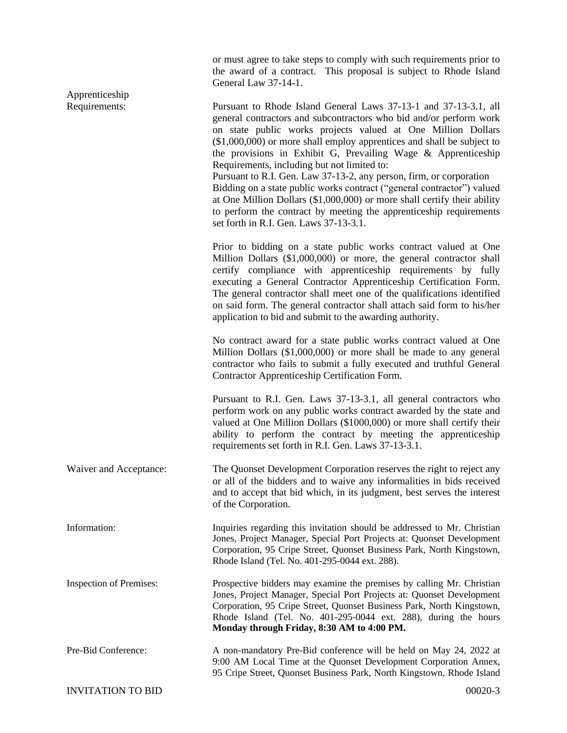or must agree to take steps to comply with such requirements prior to the award of a contract. This proposal is subject to Rhode Island General Law 37-14-1.

**Apprenticeship Requirements:**

Pursuant to Rhode Island General Laws 37-13-1 and 37-13-3.1, all general contractors and subcontractors who bid and/or perform work on state public works projects valued at One Million Dollars ($1,000,000) or more shall employ apprentices and shall be subject to the provisions in Exhibit G, Prevailing Wage & Apprenticeship Requirements, including but not limited to:
Pursuant to R.I. Gen. Law 37-13-2, any person, firm, or corporation Bidding on a state public works contract ("general contractor") valued at One Million Dollars ($1,000,000) or more shall certify their ability to perform the contract by meeting the apprenticeship requirements set forth in R.I. Gen. Laws 37-13-3.1.

Prior to bidding on a state public works contract valued at One Million Dollars ($1,000,000) or more, the general contractor shall certify compliance with apprenticeship requirements by fully executing a General Contractor Apprenticeship Certification Form. The general contractor shall meet one of the qualifications identified on said form. The general contractor shall attach said form to his/her application to bid and submit to the awarding authority.

No contract award for a state public works contract valued at One Million Dollars ($1,000,000) or more shall be made to any general contractor who fails to submit a fully executed and truthful General Contractor Apprenticeship Certification Form.

Pursuant to R.I. Gen. Laws 37-13-3.1, all general contractors who perform work on any public works contract awarded by the state and valued at One Million Dollars ($1000,000) or more shall certify their ability to perform the contract by meeting the apprenticeship requirements set forth in R.I. Gen. Laws 37-13-3.1.

**Waiver and Acceptance:**

The Quonset Development Corporation reserves the right to reject any or all of the bidders and to waive any informalities in bids received and to accept that bid which, in its judgment, best serves the interest of the Corporation.

**Information:**

Inquiries regarding this invitation should be addressed to Mr. Christian Jones, Project Manager, Special Port Projects at: Quonset Development Corporation, 95 Cripe Street, Quonset Business Park, North Kingstown, Rhode Island (Tel. No. 401-295-0044 ext. 288).

**Inspection of Premises:**

Prospective bidders may examine the premises by calling Mr. Christian Jones, Project Manager, Special Port Projects at: Quonset Development Corporation, 95 Cripe Street, Quonset Business Park, North Kingstown, Rhode Island (Tel. No. 401-295-0044 ext. 288), during the hours **Monday through Friday, 8:30 AM to 4:00 PM.**

**Pre-Bid Conference:**

A non-mandatory Pre-Bid conference will be held on May 24, 2022 at 9:00 AM Local Time at the Quonset Development Corporation Annex, 95 Cripe Street, Quonset Business Park, North Kingstown, Rhode Island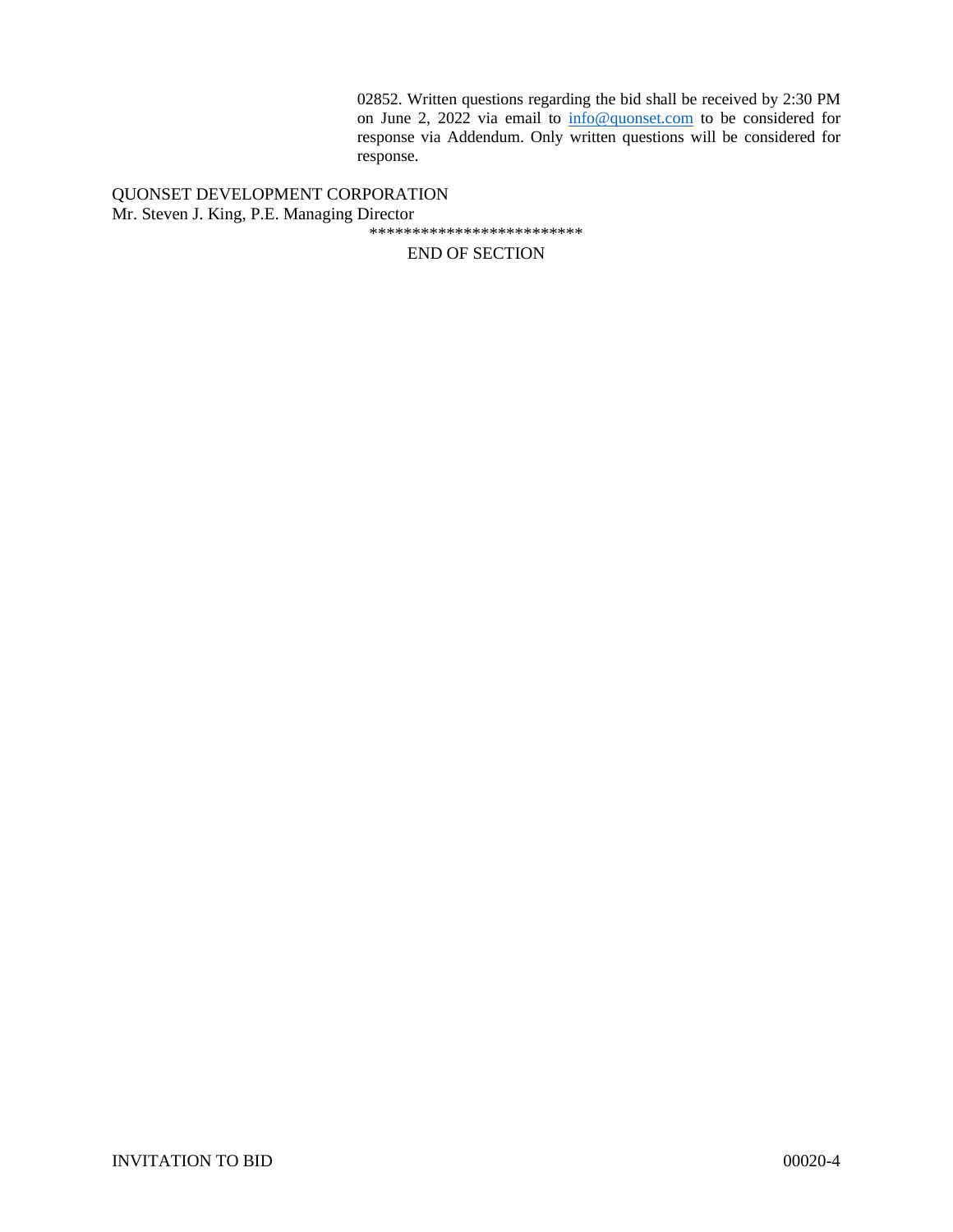02852. Written questions regarding the bid shall be received by 2:30 PM on June 2, 2022 via email to info@quonset.com to be considered for response via Addendum. Only written questions will be considered for response.

QUONSET DEVELOPMENT CORPORATION
Mr. Steven J. King, P.E. Managing Director

*************************

END OF SECTION